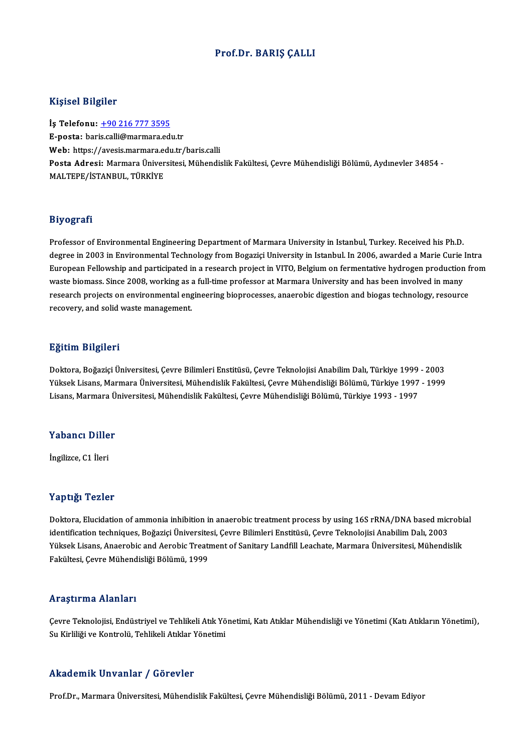# Prof.Dr. BARIŞ ÇALLI

## Kişisel Bilgiler

**İş Telefonu:** +90 216 777 3595
**E-posta:** baris.calli@marmara.edu.tr
**Web:** https://avesis.marmara.edu.tr/baris.calli
**Posta Adresi:** Marmara Üniversitesi, Mühendislik Fakültesi, Çevre Mühendisliği Bölümü, Aydınevler 34854 - MALTEPE/İSTANBUL, TÜRKİYE

## Biyografi

Professor of Environmental Engineering Department of Marmara University in Istanbul, Turkey. Received his Ph.D. degree in 2003 in Environmental Technology from Bogaziçi University in Istanbul. In 2006, awarded a Marie Curie Intra European Fellowship and participated in a research project in VITO, Belgium on fermentative hydrogen production from waste biomass. Since 2008, working as a full-time professor at Marmara University and has been involved in many research projects on environmental engineering bioprocesses, anaerobic digestion and biogas technology, resource recovery, and solid waste management.

## Eğitim Bilgileri

Doktora, Boğaziçi Üniversitesi, Çevre Bilimleri Enstitüsü, Çevre Teknolojisi Anabilim Dalı, Türkiye 1999 - 2003
Yüksek Lisans, Marmara Üniversitesi, Mühendislik Fakültesi, Çevre Mühendisliği Bölümü, Türkiye 1997 - 1999
Lisans, Marmara Üniversitesi, Mühendislik Fakültesi, Çevre Mühendisliği Bölümü, Türkiye 1993 - 1997

## Yabancı Diller

İngilizce, C1 İleri

## Yaptığı Tezler

Doktora, Elucidation of ammonia inhibition in anaerobic treatment process by using 16S rRNA/DNA based microbial identification techniques, Boğaziçi Üniversitesi, Çevre Bilimleri Enstitüsü, Çevre Teknolojisi Anabilim Dalı, 2003
Yüksek Lisans, Anaerobic and Aerobic Treatment of Sanitary Landfill Leachate, Marmara Üniversitesi, Mühendislik Fakültesi, Çevre Mühendisliği Bölümü, 1999

## Araştırma Alanları

Çevre Teknolojisi, Endüstriyel ve Tehlikeli Atık Yönetimi, Katı Atıklar Mühendisliği ve Yönetimi (Katı Atıkların Yönetimi), Su Kirliliği ve Kontrolü, Tehlikeli Atıklar Yönetimi

## Akademik Unvanlar / Görevler

Prof.Dr., Marmara Üniversitesi, Mühendislik Fakültesi, Çevre Mühendisliği Bölümü, 2011 - Devam Ediyor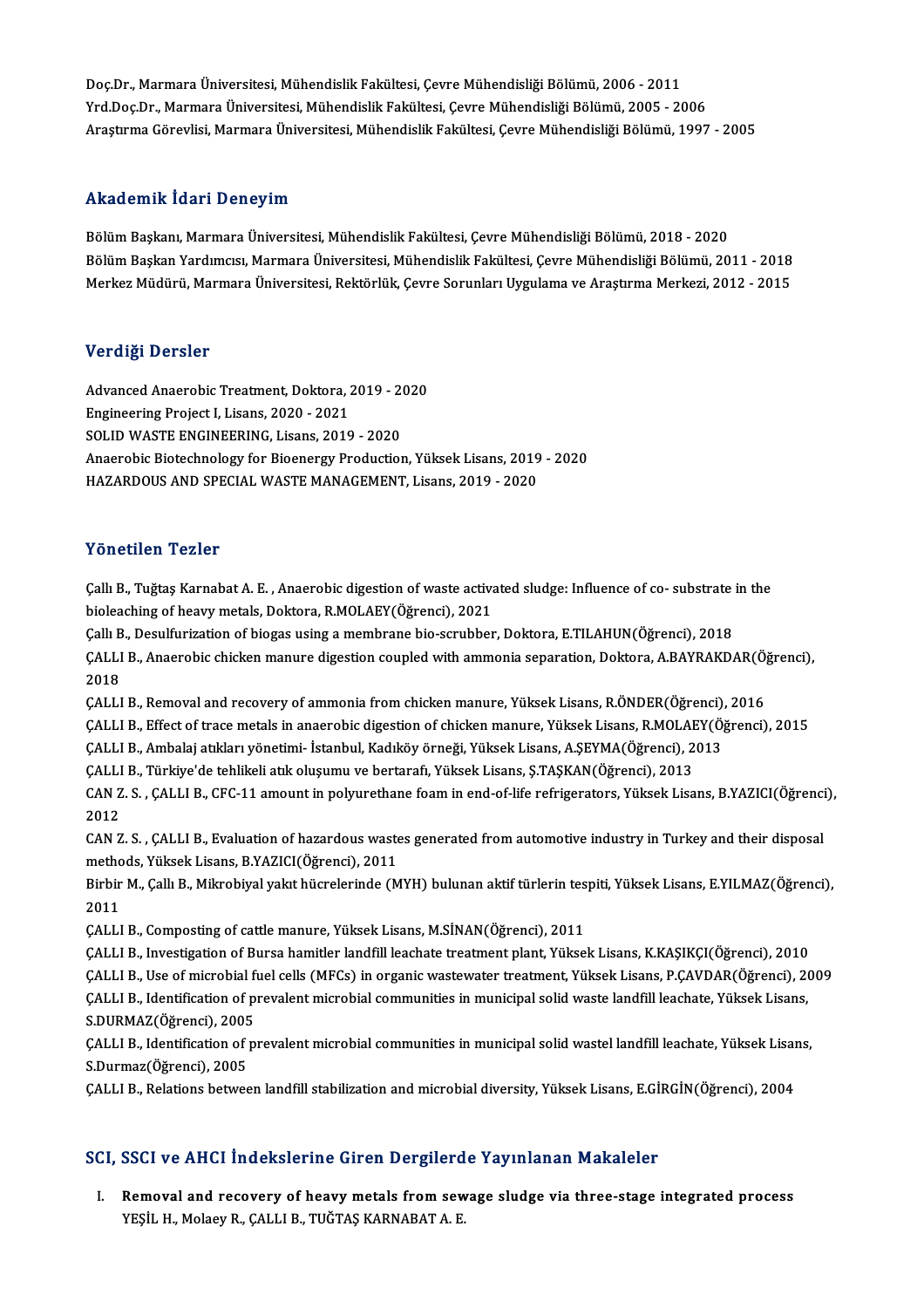Doç.Dr., Marmara Üniversitesi, Mühendislik Fakültesi, Çevre Mühendisliği Bölümü, 2006 - 2011
Yrd.Doç.Dr., Marmara Üniversitesi, Mühendislik Fakültesi, Çevre Mühendisliği Bölümü, 2005 - 2006
Araştırma Görevlisi, Marmara Üniversitesi, Mühendislik Fakültesi, Çevre Mühendisliği Bölümü, 1997 - 2005

## Akademik İdari Deneyim

Bölüm Başkanı, Marmara Üniversitesi, Mühendislik Fakültesi, Çevre Mühendisliği Bölümü, 2018 - 2020
Bölüm Başkan Yardımcısı, Marmara Üniversitesi, Mühendislik Fakültesi, Çevre Mühendisliği Bölümü, 2011 - 2018
Merkez Müdürü, Marmara Üniversitesi, Rektörlük, Çevre Sorunları Uygulama ve Araştırma Merkezi, 2012 - 2015

## Verdiği Dersler

Advanced Anaerobic Treatment, Doktora, 2019 - 2020
Engineering Project I, Lisans, 2020 - 2021
SOLID WASTE ENGINEERING, Lisans, 2019 - 2020
Anaerobic Biotechnology for Bioenergy Production, Yüksek Lisans, 2019 - 2020
HAZARDOUS AND SPECIAL WASTE MANAGEMENT, Lisans, 2019 - 2020

## Yönetilen Tezler

Çallı B., Tuğtaş Karnabat A. E. , Anaerobic digestion of waste activated sludge: Influence of co- substrate in the bioleaching of heavy metals, Doktora, R.MOLAEY(Öğrenci), 2021
Çallı B., Desulfurization of biogas using a membrane bio-scrubber, Doktora, E.TILAHUN(Öğrenci), 2018
ÇALLI B., Anaerobic chicken manure digestion coupled with ammonia separation, Doktora, A.BAYRAKDAR(Öğrenci), 2018
ÇALLI B., Removal and recovery of ammonia from chicken manure, Yüksek Lisans, R.ÖNDER(Öğrenci), 2016
ÇALLI B., Effect of trace metals in anaerobic digestion of chicken manure, Yüksek Lisans, R.MOLAEY(Öğrenci), 2015
ÇALLI B., Ambalaj atıkları yönetimi- İstanbul, Kadıköy örneği, Yüksek Lisans, A.ŞEYMA(Öğrenci), 2013
ÇALLI B., Türkiye'de tehlikeli atık oluşumu ve bertarafı, Yüksek Lisans, Ş.TAŞKAN(Öğrenci), 2013
CAN Z. S. , ÇALLI B., CFC-11 amount in polyurethane foam in end-of-life refrigerators, Yüksek Lisans, B.YAZICI(Öğrenci), 2012
CAN Z. S. , ÇALLI B., Evaluation of hazardous wastes generated from automotive industry in Turkey and their disposal methods, Yüksek Lisans, B.YAZICI(Öğrenci), 2011
Birbir M., Çallı B., Mikrobiyal yakıt hücrelerinde (MYH) bulunan aktif türlerin tespiti, Yüksek Lisans, E.YILMAZ(Öğrenci), 2011
ÇALLI B., Composting of cattle manure, Yüksek Lisans, M.SİNAN(Öğrenci), 2011
ÇALLI B., Investigation of Bursa hamitler landfill leachate treatment plant, Yüksek Lisans, K.KAŞIKÇI(Öğrenci), 2010
ÇALLI B., Use of microbial fuel cells (MFCs) in organic wastewater treatment, Yüksek Lisans, P.ÇAVDAR(Öğrenci), 2009
ÇALLI B., Identification of prevalent microbial communities in municipal solid waste landfill leachate, Yüksek Lisans, S.DURMAZ(Öğrenci), 2005
ÇALLI B., Identification of prevalent microbial communities in municipal solid wastel landfill leachate, Yüksek Lisans, S.Durmaz(Öğrenci), 2005
ÇALLI B., Relations between landfill stabilization and microbial diversity, Yüksek Lisans, E.GİRGİN(Öğrenci), 2004

## SCI, SSCI ve AHCI İndekslerine Giren Dergilerde Yayınlanan Makaleler

I. **Removal and recovery of heavy metals from sewage sludge via three-stage integrated process**
YEŞİL H., Molaey R., ÇALLI B., TUĞTAŞ KARNABAT A. E.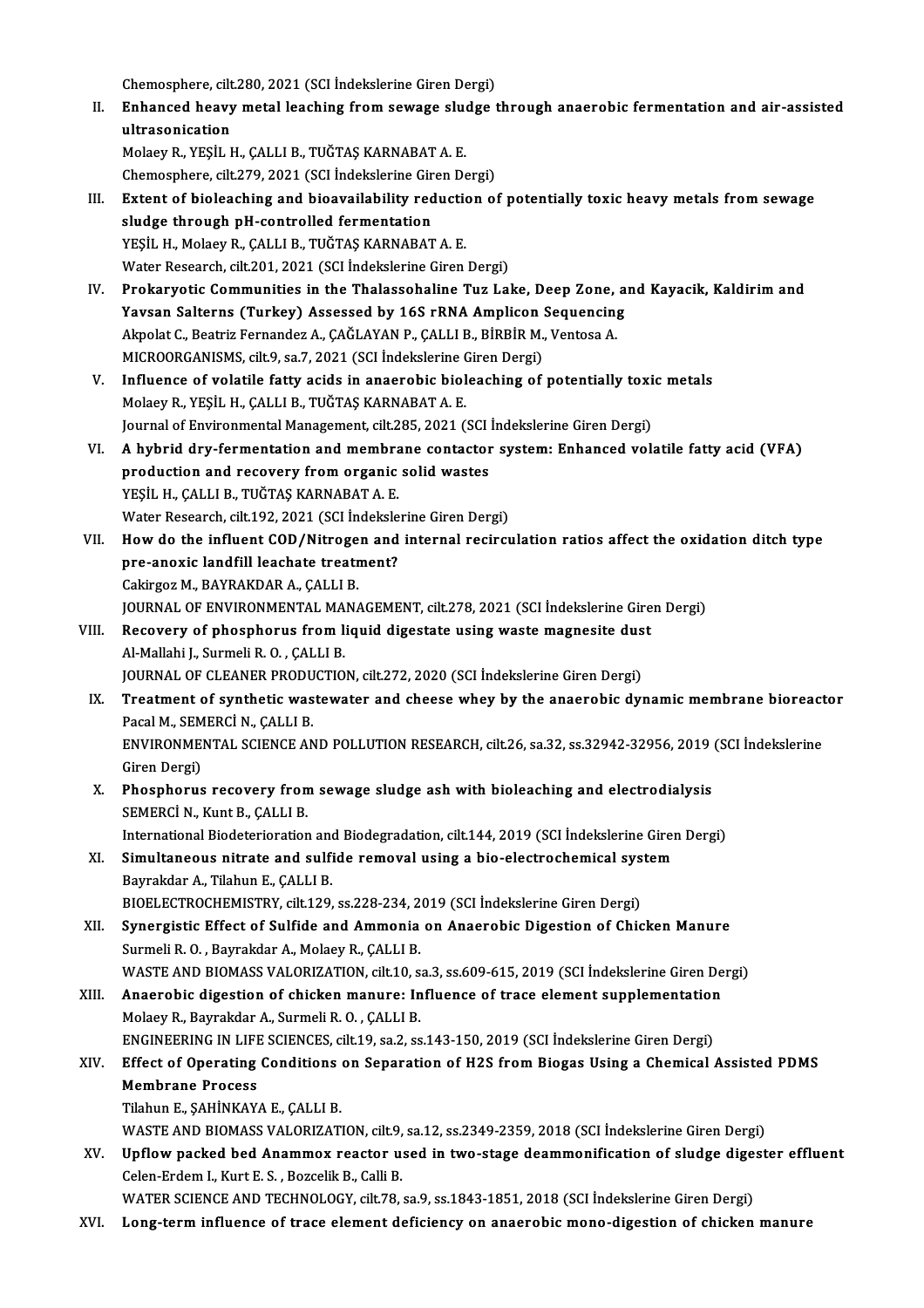Chemosphere, cilt.280, 2021 (SCI İndekslerine Giren Dergi)

II. **Enhanced heavy metal leaching from sewage sludge through anaerobic fermentation and air-assisted ultrasonication**
Molaey R., YEŞİL H., ÇALLI B., TUĞTAŞ KARNABAT A. E.
Chemosphere, cilt.279, 2021 (SCI İndekslerine Giren Dergi)

III. **Extent of bioleaching and bioavailability reduction of potentially toxic heavy metals from sewage sludge through pH-controlled fermentation**
YEŞİL H., Molaey R., ÇALLI B., TUĞTAŞ KARNABAT A. E.
Water Research, cilt.201, 2021 (SCI İndekslerine Giren Dergi)

IV. **Prokaryotic Communities in the Thalassohaline Tuz Lake, Deep Zone, and Kayacik, Kaldirim and Yavsan Salterns (Turkey) Assessed by 16S rRNA Amplicon Sequencing**
Akpolat C., Beatriz Fernandez A., ÇAĞLAYAN P., ÇALLI B., BİRBİR M., Ventosa A.
MICROORGANISMS, cilt.9, sa.7, 2021 (SCI İndekslerine Giren Dergi)

V. **Influence of volatile fatty acids in anaerobic bioleaching of potentially toxic metals**
Molaey R., YEŞİL H., ÇALLI B., TUĞTAŞ KARNABAT A. E.
Journal of Environmental Management, cilt.285, 2021 (SCI İndekslerine Giren Dergi)

VI. **A hybrid dry-fermentation and membrane contactor system: Enhanced volatile fatty acid (VFA) production and recovery from organic solid wastes**
YEŞİL H., ÇALLI B., TUĞTAŞ KARNABAT A. E.
Water Research, cilt.192, 2021 (SCI İndekslerine Giren Dergi)

VII. **How do the influent COD/Nitrogen and internal recirculation ratios affect the oxidation ditch type pre-anoxic landfill leachate treatment?**
Cakirgoz M., BAYRAKDAR A., ÇALLI B.
JOURNAL OF ENVIRONMENTAL MANAGEMENT, cilt.278, 2021 (SCI İndekslerine Giren Dergi)

VIII. **Recovery of phosphorus from liquid digestate using waste magnesite dust**
Al-Mallahi J., Surmeli R. O. , ÇALLI B.
JOURNAL OF CLEANER PRODUCTION, cilt.272, 2020 (SCI İndekslerine Giren Dergi)

IX. **Treatment of synthetic wastewater and cheese whey by the anaerobic dynamic membrane bioreactor**
Pacal M., SEMERCİ N., ÇALLI B.
ENVIRONMENTAL SCIENCE AND POLLUTION RESEARCH, cilt.26, sa.32, ss.32942-32956, 2019 (SCI İndekslerine Giren Dergi)

X. **Phosphorus recovery from sewage sludge ash with bioleaching and electrodialysis**
SEMERCİ N., Kunt B., ÇALLI B.
International Biodeterioration and Biodegradation, cilt.144, 2019 (SCI İndekslerine Giren Dergi)

XI. **Simultaneous nitrate and sulfide removal using a bio-electrochemical system**
Bayrakdar A., Tilahun E., ÇALLI B.
BIOELECTROCHEMISTRY, cilt.129, ss.228-234, 2019 (SCI İndekslerine Giren Dergi)

XII. **Synergistic Effect of Sulfide and Ammonia on Anaerobic Digestion of Chicken Manure**
Surmeli R. O. , Bayrakdar A., Molaey R., ÇALLI B.
WASTE AND BIOMASS VALORIZATION, cilt.10, sa.3, ss.609-615, 2019 (SCI İndekslerine Giren Dergi)

XIII. **Anaerobic digestion of chicken manure: Influence of trace element supplementation**
Molaey R., Bayrakdar A., Surmeli R. O. , ÇALLI B.
ENGINEERING IN LIFE SCIENCES, cilt.19, sa.2, ss.143-150, 2019 (SCI İndekslerine Giren Dergi)

XIV. **Effect of Operating Conditions on Separation of H2S from Biogas Using a Chemical Assisted PDMS Membrane Process**
Tilahun E., ŞAHİNKAYA E., ÇALLI B.
WASTE AND BIOMASS VALORIZATION, cilt.9, sa.12, ss.2349-2359, 2018 (SCI İndekslerine Giren Dergi)

XV. **Upflow packed bed Anammox reactor used in two-stage deammonification of sludge digester effluent**
Celen-Erdem I., Kurt E. S. , Bozcelik B., Calli B.
WATER SCIENCE AND TECHNOLOGY, cilt.78, sa.9, ss.1843-1851, 2018 (SCI İndekslerine Giren Dergi)

XVI. **Long-term influence of trace element deficiency on anaerobic mono-digestion of chicken manure**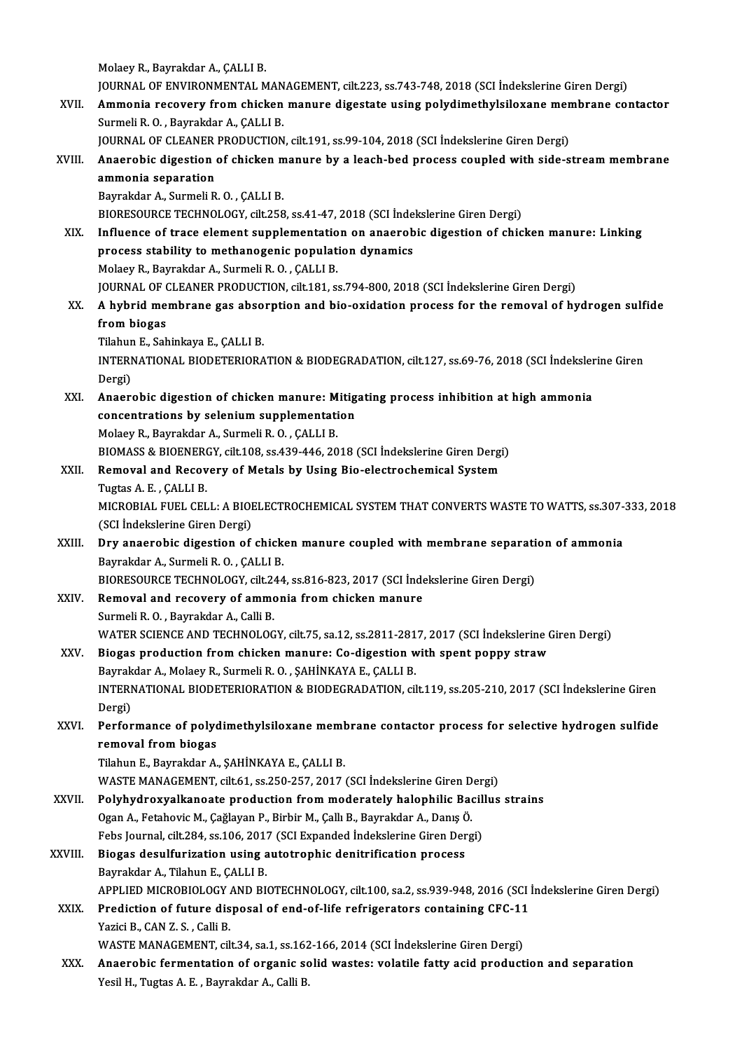Molaey R., Bayrakdar A., ÇALLI B.
JOURNAL OF ENVIRONMENTAL MANAGEMENT, cilt.223, ss.743-748, 2018 (SCI İndekslerine Giren Dergi)

XVII. **Ammonia recovery from chicken manure digestate using polydimethylsiloxane membrane contactor**
Surmeli R. O. , Bayrakdar A., ÇALLI B.
JOURNAL OF CLEANER PRODUCTION, cilt.191, ss.99-104, 2018 (SCI İndekslerine Giren Dergi)

XVIII. **Anaerobic digestion of chicken manure by a leach-bed process coupled with side-stream membrane ammonia separation**
Bayrakdar A., Surmeli R. O. , ÇALLI B.
BIORESOURCE TECHNOLOGY, cilt.258, ss.41-47, 2018 (SCI İndekslerine Giren Dergi)

XIX. **Influence of trace element supplementation on anaerobic digestion of chicken manure: Linking process stability to methanogenic population dynamics**
Molaey R., Bayrakdar A., Surmeli R. O. , ÇALLI B.
JOURNAL OF CLEANER PRODUCTION, cilt.181, ss.794-800, 2018 (SCI İndekslerine Giren Dergi)

XX. **A hybrid membrane gas absorption and bio-oxidation process for the removal of hydrogen sulfide from biogas**
Tilahun E., Sahinkaya E., ÇALLI B.
INTERNATIONAL BIODETERIORATION & BIODEGRADATION, cilt.127, ss.69-76, 2018 (SCI İndekslerine Giren Dergi)

XXI. **Anaerobic digestion of chicken manure: Mitigating process inhibition at high ammonia concentrations by selenium supplementation**
Molaey R., Bayrakdar A., Surmeli R. O. , ÇALLI B.
BIOMASS & BIOENERGY, cilt.108, ss.439-446, 2018 (SCI İndekslerine Giren Dergi)

XXII. **Removal and Recovery of Metals by Using Bio-electrochemical System**
Tugtas A. E. , ÇALLI B.
MICROBIAL FUEL CELL: A BIOELECTROCHEMICAL SYSTEM THAT CONVERTS WASTE TO WATTS, ss.307-333, 2018 (SCI İndekslerine Giren Dergi)

XXIII. **Dry anaerobic digestion of chicken manure coupled with membrane separation of ammonia**
Bayrakdar A., Surmeli R. O. , ÇALLI B.
BIORESOURCE TECHNOLOGY, cilt.244, ss.816-823, 2017 (SCI İndekslerine Giren Dergi)

XXIV. **Removal and recovery of ammonia from chicken manure**
Surmeli R. O. , Bayrakdar A., Calli B.
WATER SCIENCE AND TECHNOLOGY, cilt.75, sa.12, ss.2811-2817, 2017 (SCI İndekslerine Giren Dergi)

XXV. **Biogas production from chicken manure: Co-digestion with spent poppy straw**
Bayrakdar A., Molaey R., Surmeli R. O. , ŞAHİNKAYA E., ÇALLI B.
INTERNATIONAL BIODETERIORATION & BIODEGRADATION, cilt.119, ss.205-210, 2017 (SCI İndekslerine Giren Dergi)

XXVI. **Performance of polydimethylsiloxane membrane contactor process for selective hydrogen sulfide removal from biogas**
Tilahun E., Bayrakdar A., ŞAHİNKAYA E., ÇALLI B.
WASTE MANAGEMENT, cilt.61, ss.250-257, 2017 (SCI İndekslerine Giren Dergi)

XXVII. **Polyhydroxyalkanoate production from moderately halophilic Bacillus strains**
Ogan A., Fetahovic M., Çağlayan P., Birbir M., Çallı B., Bayrakdar A., Danış Ö.
Febs Journal, cilt.284, ss.106, 2017 (SCI Expanded İndekslerine Giren Dergi)

XXVIII. **Biogas desulfurization using autotrophic denitrification process**
Bayrakdar A., Tilahun E., ÇALLI B.
APPLIED MICROBIOLOGY AND BIOTECHNOLOGY, cilt.100, sa.2, ss.939-948, 2016 (SCI İndekslerine Giren Dergi)

XXIX. **Prediction of future disposal of end-of-life refrigerators containing CFC-11**
Yazici B., CAN Z. S. , Calli B.
WASTE MANAGEMENT, cilt.34, sa.1, ss.162-166, 2014 (SCI İndekslerine Giren Dergi)

XXX. **Anaerobic fermentation of organic solid wastes: volatile fatty acid production and separation**
Yesil H., Tugtas A. E. , Bayrakdar A., Calli B.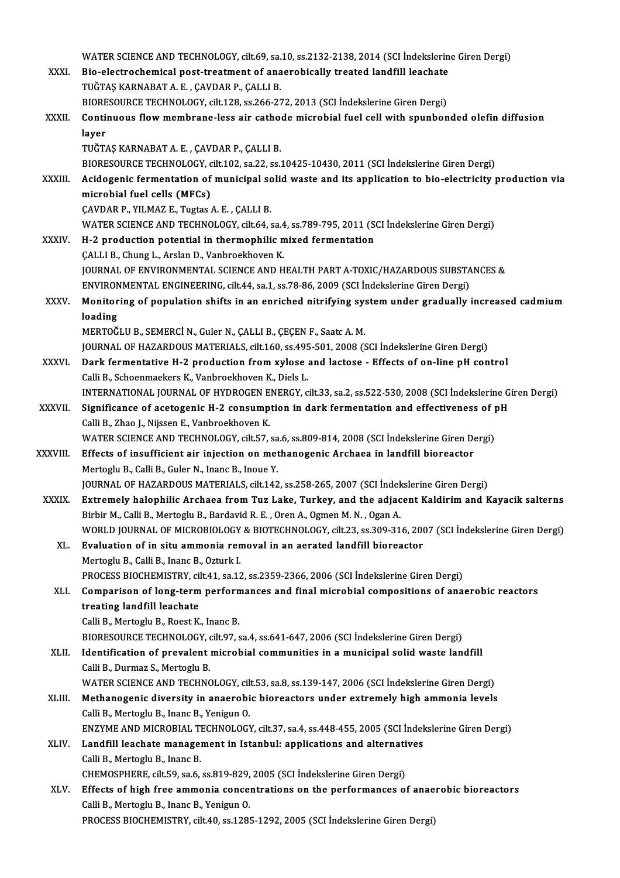WATER SCIENCE AND TECHNOLOGY, cilt.69, sa.10, ss.2132-2138, 2014 (SCI İndekslerine Giren Dergi)

XXXI. **Bio-electrochemical post-treatment of anaerobically treated landfill leachate**
TUĞTAŞ KARNABAT A. E. , ÇAVDAR P., ÇALLI B.
BIORESOURCE TECHNOLOGY, cilt.128, ss.266-272, 2013 (SCI İndekslerine Giren Dergi)

XXXII. **Continuous flow membrane-less air cathode microbial fuel cell with spunbonded olefin diffusion layer**
TUĞTAŞ KARNABAT A. E. , ÇAVDAR P., ÇALLI B.
BIORESOURCE TECHNOLOGY, cilt.102, sa.22, ss.10425-10430, 2011 (SCI İndekslerine Giren Dergi)

XXXIII. **Acidogenic fermentation of municipal solid waste and its application to bio-electricity production via microbial fuel cells (MFCs)**
ÇAVDAR P., YILMAZ E., Tugtas A. E. , ÇALLI B.
WATER SCIENCE AND TECHNOLOGY, cilt.64, sa.4, ss.789-795, 2011 (SCI İndekslerine Giren Dergi)

XXXIV. **H-2 production potential in thermophilic mixed fermentation**
ÇALLI B., Chung L., Arslan D., Vanbroekhoven K.
JOURNAL OF ENVIRONMENTAL SCIENCE AND HEALTH PART A-TOXIC/HAZARDOUS SUBSTANCES & ENVIRONMENTAL ENGINEERING, cilt.44, sa.1, ss.78-86, 2009 (SCI İndekslerine Giren Dergi)

XXXV. **Monitoring of population shifts in an enriched nitrifying system under gradually increased cadmium loading**
MERTOĞLU B., SEMERCİ N., Guler N., ÇALLI B., ÇEÇEN F., Saatc A. M.
JOURNAL OF HAZARDOUS MATERIALS, cilt.160, ss.495-501, 2008 (SCI İndekslerine Giren Dergi)

XXXVI. **Dark fermentative H-2 production from xylose and lactose - Effects of on-line pH control**
Calli B., Schoenmaekers K., Vanbroekhoven K., Diels L.
INTERNATIONAL JOURNAL OF HYDROGEN ENERGY, cilt.33, sa.2, ss.522-530, 2008 (SCI İndekslerine Giren Dergi)

XXXVII. **Significance of acetogenic H-2 consumption in dark fermentation and effectiveness of pH**
Calli B., Zhao J., Nijssen E., Vanbroekhoven K.
WATER SCIENCE AND TECHNOLOGY, cilt.57, sa.6, ss.809-814, 2008 (SCI İndekslerine Giren Dergi)

XXXVIII. **Effects of insufficient air injection on methanogenic Archaea in landfill bioreactor**
Mertoglu B., Calli B., Guler N., Inanc B., Inoue Y.
JOURNAL OF HAZARDOUS MATERIALS, cilt.142, ss.258-265, 2007 (SCI İndekslerine Giren Dergi)

XXXIX. **Extremely halophilic Archaea from Tuz Lake, Turkey, and the adjacent Kaldirim and Kayacik salterns**
Birbir M., Calli B., Mertoglu B., Bardavid R. E. , Oren A., Ogmen M. N. , Ogan A.
WORLD JOURNAL OF MICROBIOLOGY & BIOTECHNOLOGY, cilt.23, ss.309-316, 2007 (SCI İndekslerine Giren Dergi)

XL. **Evaluation of in situ ammonia removal in an aerated landfill bioreactor**
Mertoglu B., Calli B., Inanc B., Ozturk I.
PROCESS BIOCHEMISTRY, cilt.41, sa.12, ss.2359-2366, 2006 (SCI İndekslerine Giren Dergi)

XLI. **Comparison of long-term performances and final microbial compositions of anaerobic reactors treating landfill leachate**
Calli B., Mertoglu B., Roest K., Inanc B.
BIORESOURCE TECHNOLOGY, cilt.97, sa.4, ss.641-647, 2006 (SCI İndekslerine Giren Dergi)

XLII. **Identification of prevalent microbial communities in a municipal solid waste landfill**
Calli B., Durmaz S., Mertoglu B.
WATER SCIENCE AND TECHNOLOGY, cilt.53, sa.8, ss.139-147, 2006 (SCI İndekslerine Giren Dergi)

XLIII. **Methanogenic diversity in anaerobic bioreactors under extremely high ammonia levels**
Calli B., Mertoglu B., Inanc B., Yenigun O.
ENZYME AND MICROBIAL TECHNOLOGY, cilt.37, sa.4, ss.448-455, 2005 (SCI İndekslerine Giren Dergi)

XLIV. **Landfill leachate management in Istanbul: applications and alternatives**
Calli B., Mertoglu B., Inanc B.
CHEMOSPHERE, cilt.59, sa.6, ss.819-829, 2005 (SCI İndekslerine Giren Dergi)

XLV. **Effects of high free ammonia concentrations on the performances of anaerobic bioreactors**
Calli B., Mertoglu B., Inanc B., Yenigun O.
PROCESS BIOCHEMISTRY, cilt.40, ss.1285-1292, 2005 (SCI İndekslerine Giren Dergi)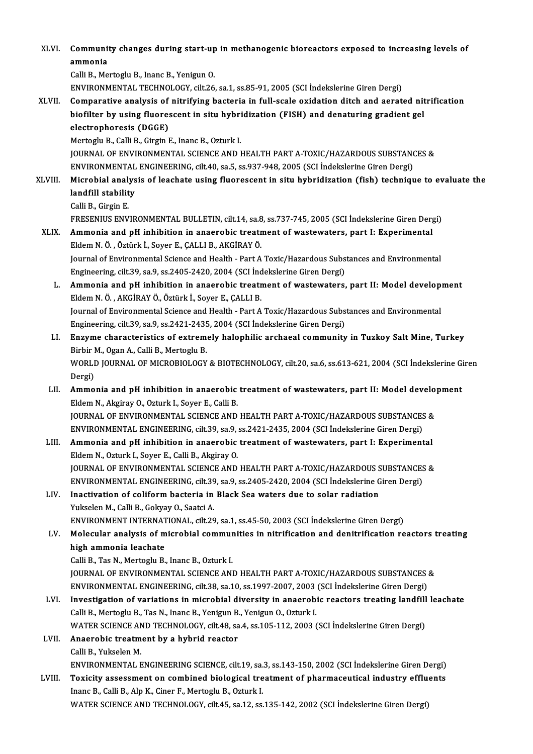XLVI. **Community changes during start-up in methanogenic bioreactors exposed to increasing levels of ammonia**
Calli B., Mertoglu B., Inanc B., Yenigun O.
ENVIRONMENTAL TECHNOLOGY, cilt.26, sa.1, ss.85-91, 2005 (SCI İndekslerine Giren Dergi)

XLVII. **Comparative analysis of nitrifying bacteria in full-scale oxidation ditch and aerated nitrification biofilter by using fluorescent in situ hybridization (FISH) and denaturing gradient gel electrophoresis (DGGE)**
Mertoglu B., Calli B., Girgin E., Inanc B., Ozturk I.
JOURNAL OF ENVIRONMENTAL SCIENCE AND HEALTH PART A-TOXIC/HAZARDOUS SUBSTANCES & ENVIRONMENTAL ENGINEERING, cilt.40, sa.5, ss.937-948, 2005 (SCI İndekslerine Giren Dergi)

XLVIII. **Microbial analysis of leachate using fluorescent in situ hybridization (fish) technique to evaluate the landfill stability**
Calli B., Girgin E.
FRESENIUS ENVIRONMENTAL BULLETIN, cilt.14, sa.8, ss.737-745, 2005 (SCI İndekslerine Giren Dergi)

XLIX. **Ammonia and pH inhibition in anaerobic treatment of wastewaters, part I: Experimental**
Eldem N. Ö. , Öztürk İ., Soyer E., ÇALLI B., AKGİRAY Ö.
Journal of Environmental Science and Health - Part A Toxic/Hazardous Substances and Environmental Engineering, cilt.39, sa.9, ss.2405-2420, 2004 (SCI İndekslerine Giren Dergi)

L. **Ammonia and pH inhibition in anaerobic treatment of wastewaters, part II: Model development**
Eldem N. Ö. , AKGİRAY Ö., Öztürk İ., Soyer E., ÇALLI B.
Journal of Environmental Science and Health - Part A Toxic/Hazardous Substances and Environmental Engineering, cilt.39, sa.9, ss.2421-2435, 2004 (SCI İndekslerine Giren Dergi)

LI. **Enzyme characteristics of extremely halophilic archaeal community in Tuzkoy Salt Mine, Turkey**
Birbir M., Ogan A., Calli B., Mertoglu B.
WORLD JOURNAL OF MICROBIOLOGY & BIOTECHNOLOGY, cilt.20, sa.6, ss.613-621, 2004 (SCI İndekslerine Giren Dergi)

LII. **Ammonia and pH inhibition in anaerobic treatment of wastewaters, part II: Model development**
Eldem N., Akgiray O., Ozturk I., Soyer E., Calli B.
JOURNAL OF ENVIRONMENTAL SCIENCE AND HEALTH PART A-TOXIC/HAZARDOUS SUBSTANCES & ENVIRONMENTAL ENGINEERING, cilt.39, sa.9, ss.2421-2435, 2004 (SCI İndekslerine Giren Dergi)

LIII. **Ammonia and pH inhibition in anaerobic treatment of wastewaters, part I: Experimental**
Eldem N., Ozturk I., Soyer E., Calli B., Akgiray O.
JOURNAL OF ENVIRONMENTAL SCIENCE AND HEALTH PART A-TOXIC/HAZARDOUS SUBSTANCES & ENVIRONMENTAL ENGINEERING, cilt.39, sa.9, ss.2405-2420, 2004 (SCI İndekslerine Giren Dergi)

LIV. **Inactivation of coliform bacteria in Black Sea waters due to solar radiation**
Yukselen M., Calli B., Gokyay O., Saatci A.
ENVIRONMENT INTERNATIONAL, cilt.29, sa.1, ss.45-50, 2003 (SCI İndekslerine Giren Dergi)

LV. **Molecular analysis of microbial communities in nitrification and denitrification reactors treating high ammonia leachate**
Calli B., Tas N., Mertoglu B., Inanc B., Ozturk I.
JOURNAL OF ENVIRONMENTAL SCIENCE AND HEALTH PART A-TOXIC/HAZARDOUS SUBSTANCES & ENVIRONMENTAL ENGINEERING, cilt.38, sa.10, ss.1997-2007, 2003 (SCI İndekslerine Giren Dergi)

LVI. **Investigation of variations in microbial diversity in anaerobic reactors treating landfill leachate**
Calli B., Mertoglu B., Tas N., Inanc B., Yenigun B., Yenigun O., Ozturk I.
WATER SCIENCE AND TECHNOLOGY, cilt.48, sa.4, ss.105-112, 2003 (SCI İndekslerine Giren Dergi)

LVII. **Anaerobic treatment by a hybrid reactor**
Calli B., Yukselen M.
ENVIRONMENTAL ENGINEERING SCIENCE, cilt.19, sa.3, ss.143-150, 2002 (SCI İndekslerine Giren Dergi)

LVIII. **Toxicity assessment on combined biological treatment of pharmaceutical industry effluents**
Inanc B., Calli B., Alp K., Ciner F., Mertoglu B., Ozturk I.
WATER SCIENCE AND TECHNOLOGY, cilt.45, sa.12, ss.135-142, 2002 (SCI İndekslerine Giren Dergi)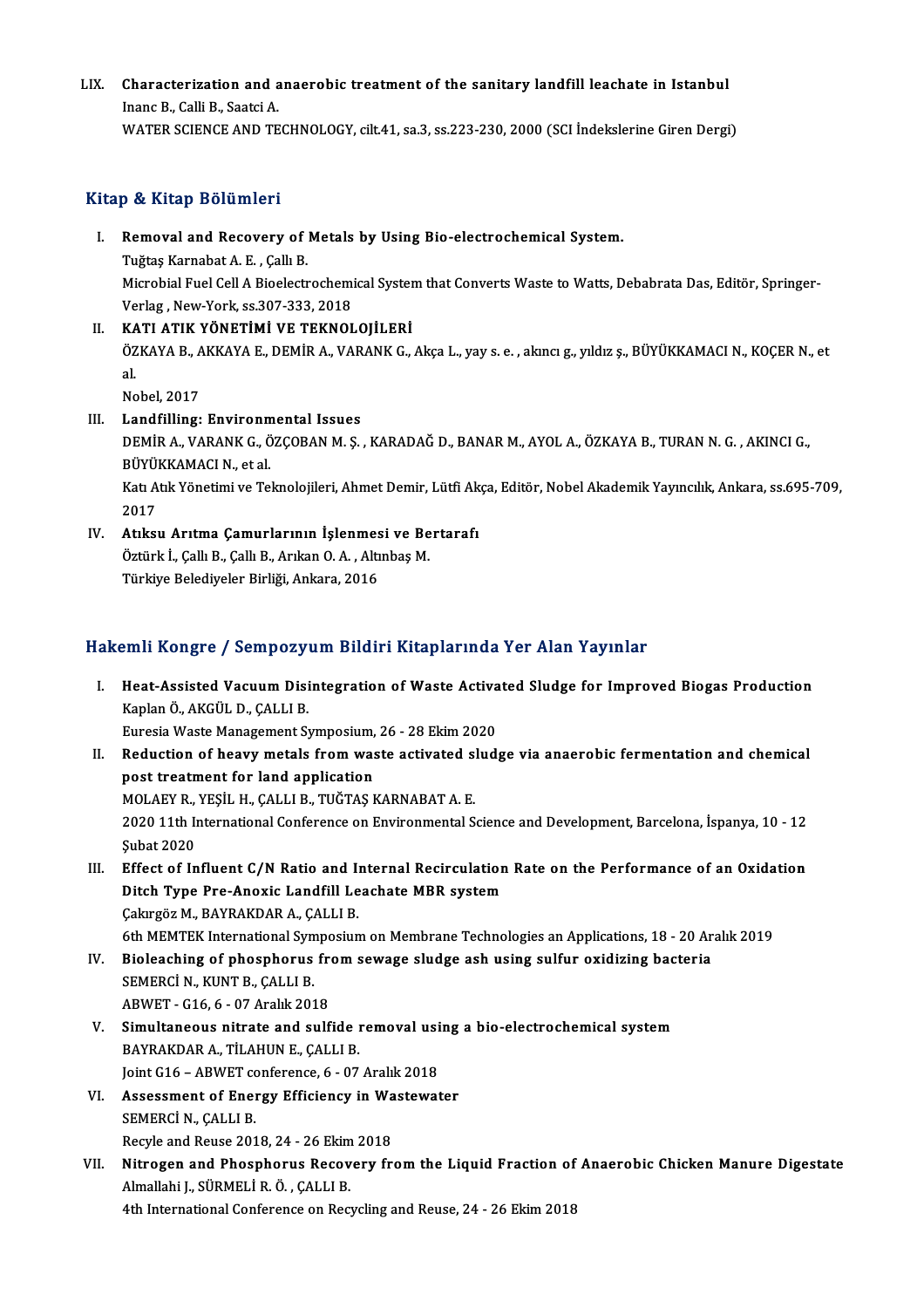LIX. **Characterization and anaerobic treatment of the sanitary landfill leachate in Istanbul**
Inanc B., Calli B., Saatci A.
WATER SCIENCE AND TECHNOLOGY, cilt.41, sa.3, ss.223-230, 2000 (SCI İndekslerine Giren Dergi)

## Kitap & Kitap Bölümleri

I. **Removal and Recovery of Metals by Using Bio-electrochemical System.**
Tuğtaş Karnabat A. E. , Çallı B.
Microbial Fuel Cell A Bioelectrochemical System that Converts Waste to Watts, Debabrata Das, Editör, Springer-Verlag , New-York, ss.307-333, 2018

II. **KATI ATIK YÖNETİMİ VE TEKNOLOJİLERİ**
ÖZKAYA B., AKKAYA E., DEMİR A., VARANK G., Akça L., yay s. e. , akıncı g., yıldız ş., BÜYÜKKAMACI N., KOÇER N., et al.
Nobel, 2017

III. **Landfilling: Environmental Issues**
DEMİR A., VARANK G., ÖZÇOBAN M. Ş. , KARADAĞ D., BANAR M., AYOL A., ÖZKAYA B., TURAN N. G. , AKINCI G., BÜYÜKKAMACI N., et al.
Katı Atık Yönetimi ve Teknolojileri, Ahmet Demir, Lütfi Akça, Editör, Nobel Akademik Yayıncılık, Ankara, ss.695-709, 2017

IV. **Atıksu Arıtma Çamurlarının İşlenmesi ve Bertarafı**
Öztürk İ., Çallı B., Çallı B., Arıkan O. A. , Altınbaş M.
Türkiye Belediyeler Birliği, Ankara, 2016

## Hakemli Kongre / Sempozyum Bildiri Kitaplarında Yer Alan Yayınlar

I. **Heat-Assisted Vacuum Disintegration of Waste Activated Sludge for Improved Biogas Production**
Kaplan Ö., AKGÜL D., ÇALLI B.
Euresia Waste Management Symposium, 26 - 28 Ekim 2020

II. **Reduction of heavy metals from waste activated sludge via anaerobic fermentation and chemical post treatment for land application**
MOLAEY R., YEŞİL H., ÇALLI B., TUĞTAŞ KARNABAT A. E.
2020 11th International Conference on Environmental Science and Development, Barcelona, İspanya, 10 - 12 Şubat 2020

III. **Effect of Influent C/N Ratio and Internal Recirculation Rate on the Performance of an Oxidation Ditch Type Pre-Anoxic Landfill Leachate MBR system**
Çakırgöz M., BAYRAKDAR A., ÇALLI B.
6th MEMTEK International Symposium on Membrane Technologies an Applications, 18 - 20 Aralık 2019

IV. **Bioleaching of phosphorus from sewage sludge ash using sulfur oxidizing bacteria**
SEMERCİ N., KUNT B., ÇALLI B.
ABWET - G16, 6 - 07 Aralık 2018

V. **Simultaneous nitrate and sulfide removal using a bio-electrochemical system**
BAYRAKDAR A., TİLAHUN E., ÇALLI B.
Joint G16 – ABWET conference, 6 - 07 Aralık 2018

VI. **Assessment of Energy Efficiency in Wastewater**
SEMERCİ N., ÇALLI B.
Recyle and Reuse 2018, 24 - 26 Ekim 2018

VII. **Nitrogen and Phosphorus Recovery from the Liquid Fraction of Anaerobic Chicken Manure Digestate**
Almallahi J., SÜRMELİ R. Ö. , ÇALLI B.
4th International Conference on Recycling and Reuse, 24 - 26 Ekim 2018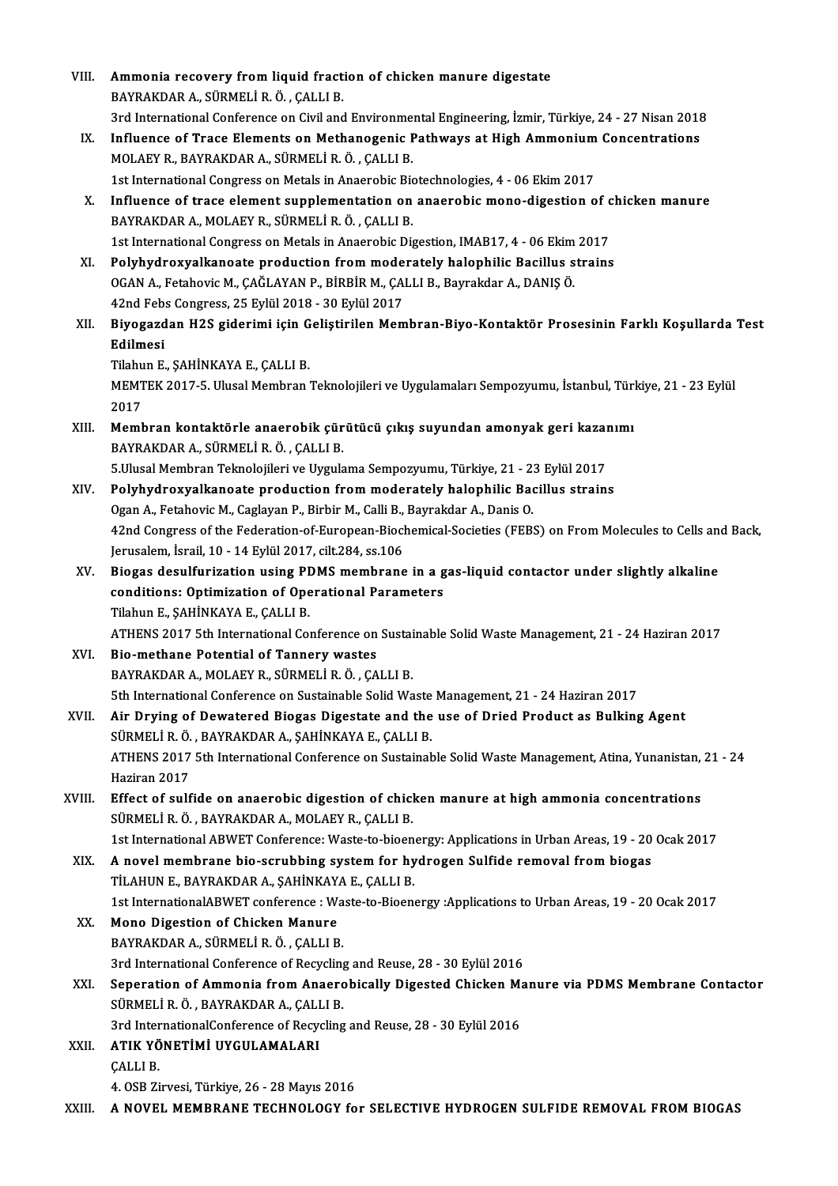VIII. **Ammonia recovery from liquid fraction of chicken manure digestate**
BAYRAKDAR A., SÜRMELİ R. Ö. , ÇALLI B.
3rd International Conference on Civil and Environmental Engineering, İzmir, Türkiye, 24 - 27 Nisan 2018

IX. **Influence of Trace Elements on Methanogenic Pathways at High Ammonium Concentrations**
MOLAEY R., BAYRAKDAR A., SÜRMELİ R. Ö. , ÇALLI B.
1st International Congress on Metals in Anaerobic Biotechnologies, 4 - 06 Ekim 2017

X. **Influence of trace element supplementation on anaerobic mono-digestion of chicken manure**
BAYRAKDAR A., MOLAEY R., SÜRMELİ R. Ö. , ÇALLI B.
1st International Congress on Metals in Anaerobic Digestion, IMAB17, 4 - 06 Ekim 2017

XI. **Polyhydroxyalkanoate production from moderately halophilic Bacillus strains**
OGAN A., Fetahovic M., ÇAĞLAYAN P., BİRBİR M., ÇALLI B., Bayrakdar A., DANIŞ Ö.
42nd Febs Congress, 25 Eylül 2018 - 30 Eylül 2017

XII. **Biyogazdan H2S giderimi için Geliştirilen Membran-Biyo-Kontaktör Prosesinin Farklı Koşullarda Test Edilmesi**
Tilahun E., ŞAHİNKAYA E., ÇALLI B.
MEMTEK 2017-5. Ulusal Membran Teknolojileri ve Uygulamaları Sempozyumu, İstanbul, Türkiye, 21 - 23 Eylül 2017

XIII. **Membran kontaktörle anaerobik çürütücü çıkış suyundan amonyak geri kazanımı**
BAYRAKDAR A., SÜRMELİ R. Ö. , ÇALLI B.
5.Ulusal Membran Teknolojileri ve Uygulama Sempozyumu, Türkiye, 21 - 23 Eylül 2017

XIV. **Polyhydroxyalkanoate production from moderately halophilic Bacillus strains**
Ogan A., Fetahovic M., Caglayan P., Birbir M., Calli B., Bayrakdar A., Danis O.
42nd Congress of the Federation-of-European-Biochemical-Societies (FEBS) on From Molecules to Cells and Back, Jerusalem, İsrail, 10 - 14 Eylül 2017, cilt.284, ss.106

XV. **Biogas desulfurization using PDMS membrane in a gas-liquid contactor under slightly alkaline conditions: Optimization of Operational Parameters**
Tilahun E., ŞAHİNKAYA E., ÇALLI B.
ATHENS 2017 5th International Conference on Sustainable Solid Waste Management, 21 - 24 Haziran 2017

XVI. **Bio-methane Potential of Tannery wastes**
BAYRAKDAR A., MOLAEY R., SÜRMELİ R. Ö. , ÇALLI B.
5th International Conference on Sustainable Solid Waste Management, 21 - 24 Haziran 2017

XVII. **Air Drying of Dewatered Biogas Digestate and the use of Dried Product as Bulking Agent**
SÜRMELİ R. Ö. , BAYRAKDAR A., ŞAHİNKAYA E., ÇALLI B.
ATHENS 2017 5th International Conference on Sustainable Solid Waste Management, Atina, Yunanistan, 21 - 24 Haziran 2017

XVIII. **Effect of sulfide on anaerobic digestion of chicken manure at high ammonia concentrations**
SÜRMELİ R. Ö. , BAYRAKDAR A., MOLAEY R., ÇALLI B.
1st International ABWET Conference: Waste-to-bioenergy: Applications in Urban Areas, 19 - 20 Ocak 2017

XIX. **A novel membrane bio-scrubbing system for hydrogen Sulfide removal from biogas**
TİLAHUN E., BAYRAKDAR A., ŞAHİNKAYA E., ÇALLI B.
1st InternationalABWET conference : Waste-to-Bioenergy :Applications to Urban Areas, 19 - 20 Ocak 2017

XX. **Mono Digestion of Chicken Manure**
BAYRAKDAR A., SÜRMELİ R. Ö. , ÇALLI B.
3rd International Conference of Recycling and Reuse, 28 - 30 Eylül 2016

XXI. **Seperation of Ammonia from Anaerobically Digested Chicken Manure via PDMS Membrane Contactor**
SÜRMELİ R. Ö. , BAYRAKDAR A., ÇALLI B.
3rd InternationalConference of Recycling and Reuse, 28 - 30 Eylül 2016

XXII. **ATIK YÖNETİMİ UYGULAMALARI**
ÇALLI B.
4. OSB Zirvesi, Türkiye, 26 - 28 Mayıs 2016

XXIII. **A NOVEL MEMBRANE TECHNOLOGY for SELECTIVE HYDROGEN SULFIDE REMOVAL FROM BIOGAS**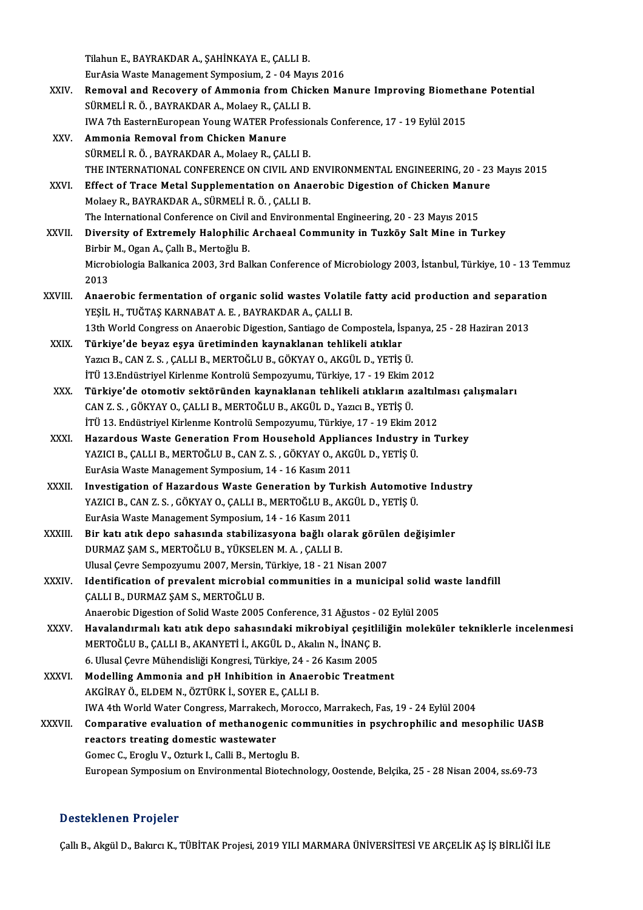Tilahun E., BAYRAKDAR A., ŞAHİNKAYA E., ÇALLI B.
EurAsia Waste Management Symposium, 2 - 04 Mayıs 2016

XXIV. **Removal and Recovery of Ammonia from Chicken Manure Improving Biomethane Potential**
SÜRMELİ R. Ö. , BAYRAKDAR A., Molaey R., ÇALLI B.
IWA 7th EasternEuropean Young WATER Professionals Conference, 17 - 19 Eylül 2015

XXV. **Ammonia Removal from Chicken Manure**
SÜRMELİ R. Ö. , BAYRAKDAR A., Molaey R., ÇALLI B.
THE INTERNATIONAL CONFERENCE ON CIVIL AND ENVIRONMENTAL ENGINEERING, 20 - 23 Mayıs 2015

XXVI. **Effect of Trace Metal Supplementation on Anaerobic Digestion of Chicken Manure**
Molaey R., BAYRAKDAR A., SÜRMELİ R. Ö. , ÇALLI B.
The International Conference on Civil and Environmental Engineering, 20 - 23 Mayıs 2015

XXVII. **Diversity of Extremely Halophilic Archaeal Community in Tuzköy Salt Mine in Turkey**
Birbir M., Ogan A., Çallı B., Mertoğlu B.
Microbiologia Balkanica 2003, 3rd Balkan Conference of Microbiology 2003, İstanbul, Türkiye, 10 - 13 Temmuz 2013

XXVIII. **Anaerobic fermentation of organic solid wastes Volatile fatty acid production and separation**
YEŞİL H., TUĞTAŞ KARNABAT A. E. , BAYRAKDAR A., ÇALLI B.
13th World Congress on Anaerobic Digestion, Santiago de Compostela, İspanya, 25 - 28 Haziran 2013

XXIX. **Türkiye'de beyaz eşya üretiminden kaynaklanan tehlikeli atıklar**
Yazıcı B., CAN Z. S. , ÇALLI B., MERTOĞLU B., GÖKYAY O., AKGÜL D., YETİŞ Ü.
İTÜ 13.Endüstriyel Kirlenme Kontrolü Sempozyumu, Türkiye, 17 - 19 Ekim 2012

XXX. **Türkiye'de otomotiv sektöründen kaynaklanan tehlikeli atıkların azaltılması çalışmaları**
CAN Z. S. , GÖKYAY O., ÇALLI B., MERTOĞLU B., AKGÜL D., Yazıcı B., YETİŞ Ü.
İTÜ 13. Endüstriyel Kirlenme Kontrolü Sempozyumu, Türkiye, 17 - 19 Ekim 2012

XXXI. **Hazardous Waste Generation From Household Appliances Industry in Turkey**
YAZICI B., ÇALLI B., MERTOĞLU B., CAN Z. S. , GÖKYAY O., AKGÜL D., YETİŞ Ü.
EurAsia Waste Management Symposium, 14 - 16 Kasım 2011

XXXII. **Investigation of Hazardous Waste Generation by Turkish Automotive Industry**
YAZICI B., CAN Z. S. , GÖKYAY O., ÇALLI B., MERTOĞLU B., AKGÜL D., YETİŞ Ü.
EurAsia Waste Management Symposium, 14 - 16 Kasım 2011

XXXIII. **Bir katı atık depo sahasında stabilizasyona bağlı olarak görülen değişimler**
DURMAZ ŞAM S., MERTOĞLU B., YÜKSELEN M. A. , ÇALLI B.
Ulusal Çevre Sempozyumu 2007, Mersin, Türkiye, 18 - 21 Nisan 2007

XXXIV. **Identification of prevalent microbial communities in a municipal solid waste landfill**
ÇALLI B., DURMAZ ŞAM S., MERTOĞLU B.
Anaerobic Digestion of Solid Waste 2005 Conference, 31 Ağustos - 02 Eylül 2005

XXXV. **Havalandırmalı katı atık depo sahasındaki mikrobiyal çeşitliliğin moleküler tekniklerle incelenmesi**
MERTOĞLU B., ÇALLI B., AKANYETİ İ., AKGÜL D., Akalın N., İNANÇ B.
6. Ulusal Çevre Mühendisliği Kongresi, Türkiye, 24 - 26 Kasım 2005

XXXVI. **Modelling Ammonia and pH Inhibition in Anaerobic Treatment**
AKGİRAY Ö., ELDEM N., ÖZTÜRK İ., SOYER E., ÇALLI B.
IWA 4th World Water Congress, Marrakech, Morocco, Marrakech, Fas, 19 - 24 Eylül 2004

XXXVII. **Comparative evaluation of methanogenic communities in psychrophilic and mesophilic UASB reactors treating domestic wastewater**
Gomec C., Eroglu V., Ozturk I., Calli B., Mertoglu B.
European Symposium on Environmental Biotechnology, Oostende, Belçika, 25 - 28 Nisan 2004, ss.69-73

## Desteklenen Projeler

Çallı B., Akgül D., Bakırcı K., TÜBİTAK Projesi, 2019 YILI MARMARA ÜNİVERSİTESİ VE ARÇELİK AŞ İŞ BİRLİĞİ İLE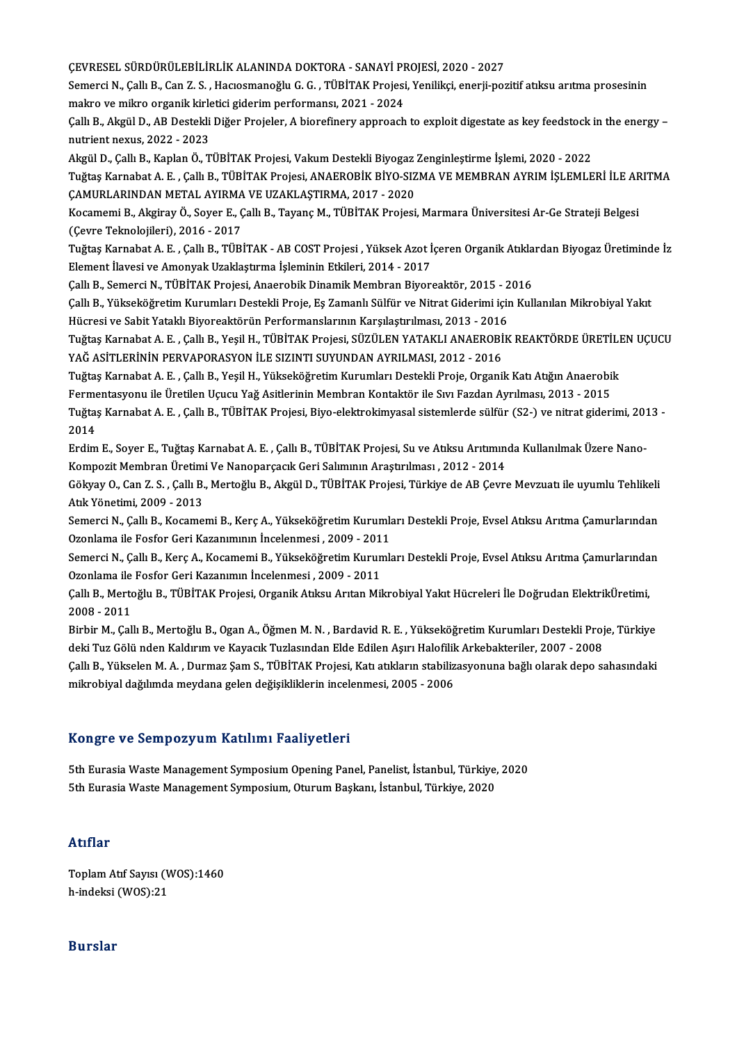ÇEVRESEL SÜRDÜRÜLEBİLİRLİK ALANINDA DOKTORA - SANAYİ PROJESİ, 2020 - 2027

Semerci N., Çallı B., Can Z. S. , Hacıosmanoğlu G. G. , TÜBİTAK Projesi, Yenilikçi, enerji-pozitif atıksu arıtma prosesinin makro ve mikro organik kirletici giderim performansı, 2021 - 2024

Çallı B., Akgül D., AB Destekli Diğer Projeler, A biorefinery approach to exploit digestate as key feedstock in the energy – nutrient nexus, 2022 - 2023

Akgül D., Çallı B., Kaplan Ö., TÜBİTAK Projesi, Vakum Destekli Biyogaz Zenginleştirme İşlemi, 2020 - 2022

Tuğtaş Karnabat A. E. , Çallı B., TÜBİTAK Projesi, ANAEROBİK BİYO-SIZMA VE MEMBRAN AYRIM İŞLEMLERİ İLE ARITMA ÇAMURLARINDAN METAL AYIRMA VE UZAKLAŞTIRMA, 2017 - 2020

Kocamemi B., Akgiray Ö., Soyer E., Çallı B., Tayanç M., TÜBİTAK Projesi, Marmara Üniversitesi Ar-Ge Strateji Belgesi (Çevre Teknolojileri), 2016 - 2017

Tuğtaş Karnabat A. E. , Çallı B., TÜBİTAK - AB COST Projesi , Yüksek Azot İçeren Organik Atıklardan Biyogaz Üretiminde İz Element İlavesi ve Amonyak Uzaklaştırma İşleminin Etkileri, 2014 - 2017

Çallı B., Semerci N., TÜBİTAK Projesi, Anaerobik Dinamik Membran Biyoreaktör, 2015 - 2016

Çallı B., Yükseköğretim Kurumları Destekli Proje, Eş Zamanlı Sülfür ve Nitrat Giderimi için Kullanılan Mikrobiyal Yakıt Hücresi ve Sabit Yataklı Biyoreaktörün Performanslarının Karşılaştırılması, 2013 - 2016

Tuğtaş Karnabat A. E. , Çallı B., Yeşil H., TÜBİTAK Projesi, SÜZÜLEN YATAKLI ANAEROBİK REAKTÖRDE ÜRETİLEN UÇUCU YAĞ ASİTLERİNİN PERVAPORASYON İLE SIZINTI SUYUNDAN AYRILMASI, 2012 - 2016

Tuğtaş Karnabat A. E. , Çallı B., Yeşil H., Yükseköğretim Kurumları Destekli Proje, Organik Katı Atığın Anaerobik Fermentasyonu ile Üretilen Uçucu Yağ Asitlerinin Membran Kontaktör ile Sıvı Fazdan Ayrılması, 2013 - 2015

Tuğtaş Karnabat A. E. , Çallı B., TÜBİTAK Projesi, Biyo-elektrokimyasal sistemlerde sülfür (S2-) ve nitrat giderimi, 2013 - 2014

Erdim E., Soyer E., Tuğtaş Karnabat A. E. , Çallı B., TÜBİTAK Projesi, Su ve Atıksu Arıtımında Kullanılmak Üzere Nano-Kompozit Membran Üretimi Ve Nanoparçacık Geri Salımının Araştırılması , 2012 - 2014

Gökyay O., Can Z. S. , Çallı B., Mertoğlu B., Akgül D., TÜBİTAK Projesi, Türkiye de AB Çevre Mevzuatı ile uyumlu Tehlikeli Atık Yönetimi, 2009 - 2013

Semerci N., Çallı B., Kocamemi B., Kerç A., Yükseköğretim Kurumları Destekli Proje, Evsel Atıksu Arıtma Çamurlarından Ozonlama ile Fosfor Geri Kazanımının İncelenmesi , 2009 - 2011

Semerci N., Çallı B., Kerç A., Kocamemi B., Yükseköğretim Kurumları Destekli Proje, Evsel Atıksu Arıtma Çamurlarından Ozonlama ile Fosfor Geri Kazanımın İncelenmesi , 2009 - 2011

Çallı B., Mertoğlu B., TÜBİTAK Projesi, Organik Atıksu Arıtan Mikrobiyal Yakıt Hücreleri İle Doğrudan ElektrikÜretimi, 2008 - 2011

Birbir M., Çallı B., Mertoğlu B., Ogan A., Öğmen M. N. , Bardavid R. E. , Yükseköğretim Kurumları Destekli Proje, Türkiye deki Tuz Gölü nden Kaldırım ve Kayacık Tuzlasından Elde Edilen Aşırı Halofilik Arkebakteriler, 2007 - 2008

Çallı B., Yükselen M. A. , Durmaz Şam S., TÜBİTAK Projesi, Katı atıkların stabilizasyonuna bağlı olarak depo sahasındaki mikrobiyal dağılımda meydana gelen değişikliklerin incelenmesi, 2005 - 2006

## Kongre ve Sempozyum Katılımı Faaliyetleri

5th Eurasia Waste Management Symposium Opening Panel, Panelist, İstanbul, Türkiye, 2020

5th Eurasia Waste Management Symposium, Oturum Başkanı, İstanbul, Türkiye, 2020

## Atıflar

Toplam Atıf Sayısı (WOS):1460

h-indeksi (WOS):21

## Burslar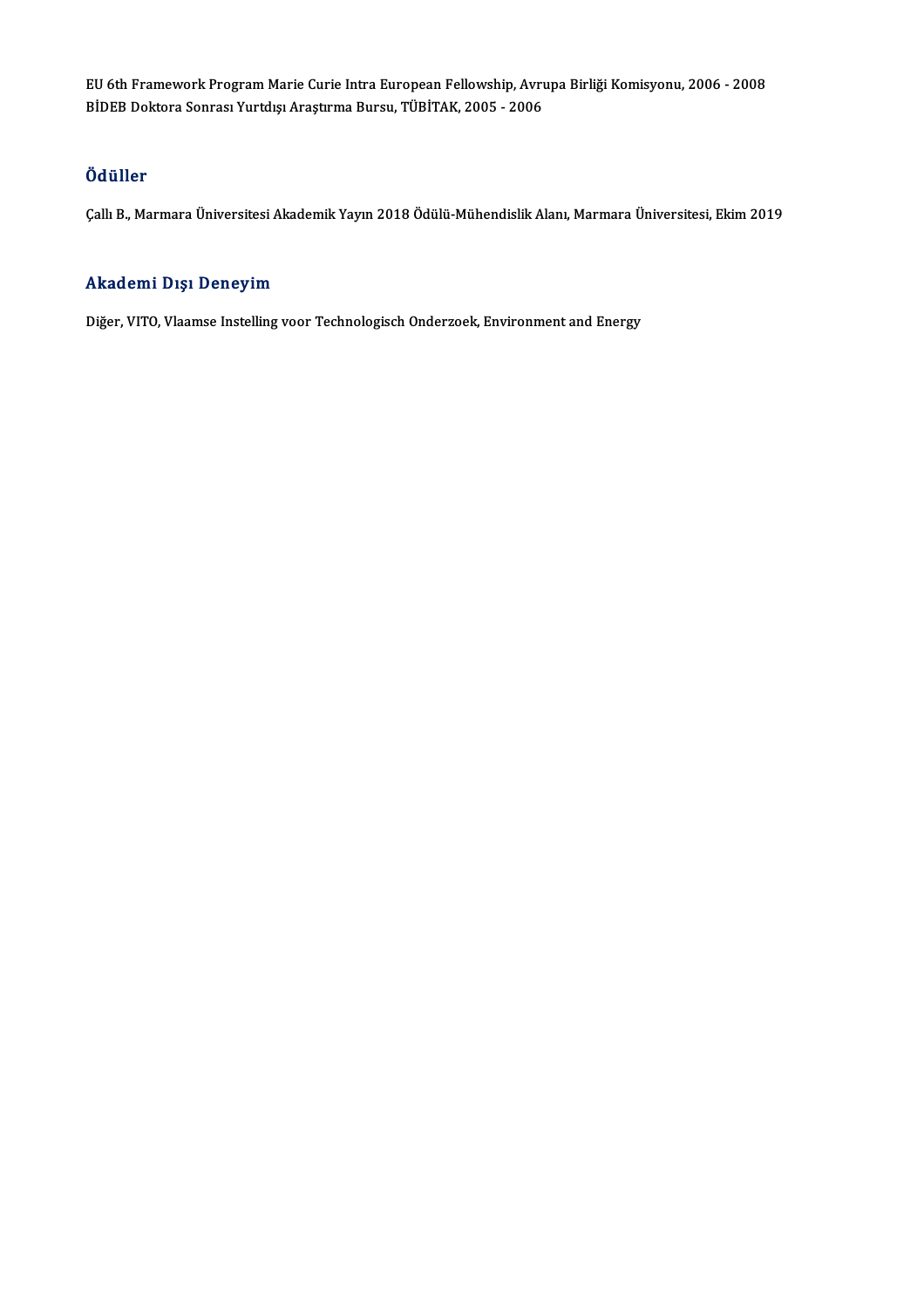EU 6th Framework Program Marie Curie Intra European Fellowship, Avrupa Birliği Komisyonu, 2006 - 2008
BİDEB Doktora Sonrası Yurtdışı Araştırma Bursu, TÜBİTAK, 2005 - 2006

## Ödüller

Çallı B., Marmara Üniversitesi Akademik Yayın 2018 Ödülü-Mühendislik Alanı, Marmara Üniversitesi, Ekim 2019

## Akademi Dışı Deneyim

Diğer, VITO, Vlaamse Instelling voor Technologisch Onderzoek, Environment and Energy